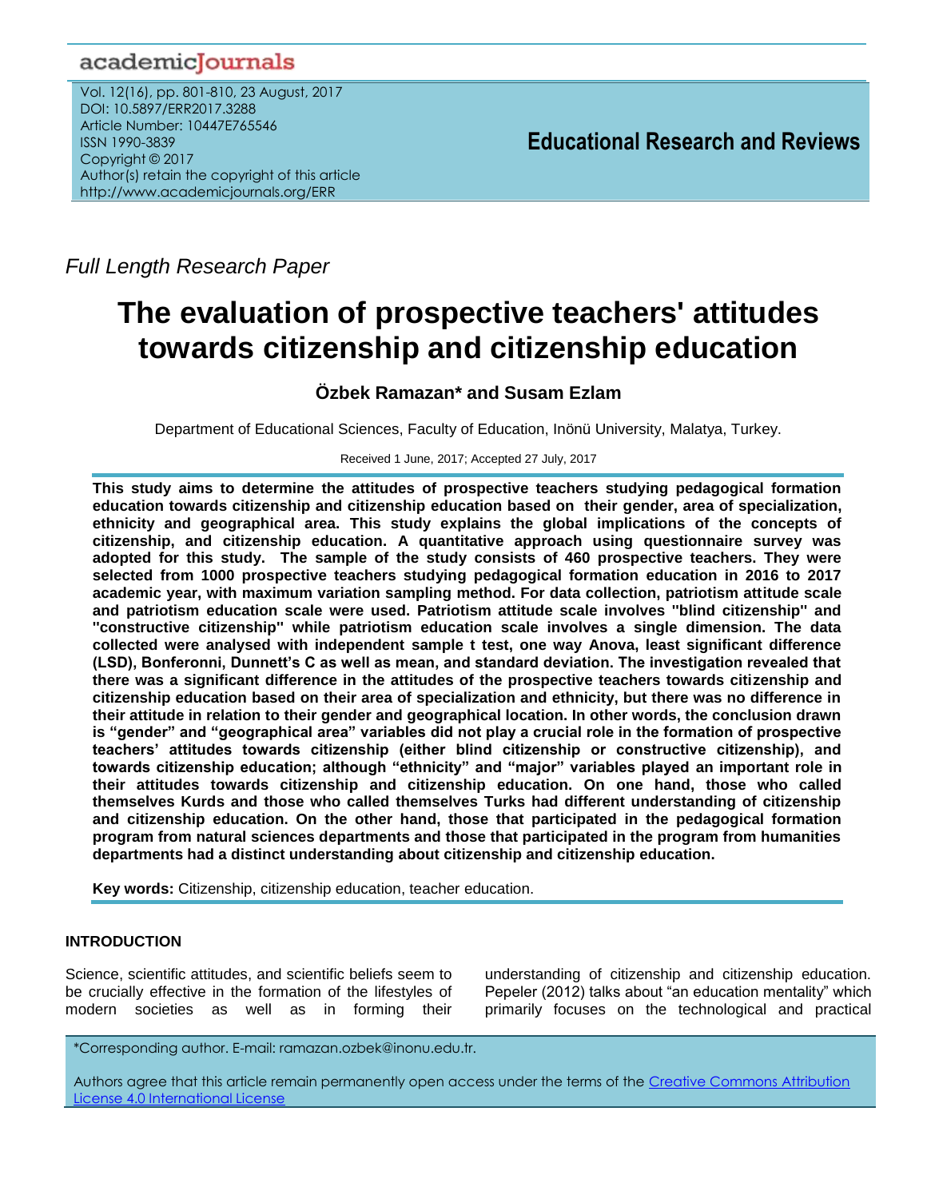Full Length Research Paper

# The evaluation of prospective teachers' attitudes towards citizenship and citizenship education

**Özbek Ramazan* and Susam Ezlam**

Department of Educational Sciences, Faculty of Education, Inönü University, Malatya, Turkey.

Received 1 June, 2017; Accepted 27 July, 2017

**This study aims to determine the attitudes of prospective teachers studying pedagogical formation education towards citizenship and citizenship education based on their gender, area of specialization, ethnicity and geographical area. This study explains the global implications of the concepts of citizenship, and citizenship education. A quantitative approach using questionnaire survey was adopted for this study. The sample of the study consists of 460 prospective teachers. They were selected from 1000 prospective teachers studying pedagogical formation education in 2016 to 2017 academic year, with maximum variation sampling method. For data collection, patriotism attitude scale and patriotism education scale were used. Patriotism attitude scale involves "blind citizenship" and "constructive citizenship" while patriotism education scale involves a single dimension. The data collected were analysed with independent sample t test, one way Anova, least significant difference (LSD), Bonferonni, Dunnett's C as well as mean, and standard deviation. The investigation revealed that there was a significant difference in the attitudes of the prospective teachers towards citizenship and citizenship education based on their area of specialization and ethnicity, but there was no difference in their attitude in relation to their gender and geographical location. In other words, the conclusion drawn is "gender" and "geographical area" variables did not play a crucial role in the formation of prospective teachers' attitudes towards citizenship (either blind citizenship or constructive citizenship), and towards citizenship education; although "ethnicity" and "major" variables played an important role in their attitudes towards citizenship and citizenship education. On one hand, those who called themselves Kurds and those who called themselves Turks had different understanding of citizenship and citizenship education. On the other hand, those that participated in the pedagogical formation program from natural sciences departments and those that participated in the program from humanities departments had a distinct understanding about citizenship and citizenship education.**

**Key words:** Citizenship, citizenship education, teacher education.

## INTRODUCTION

Science, scientific attitudes, and scientific beliefs seem to be crucially effective in the formation of the lifestyles of modern societies as well as in forming their understanding of citizenship and citizenship education. Pepeler (2012) talks about "an education mentality" which primarily focuses on the technological and practical

*Corresponding author. E-mail: ramazan.ozbek@inonu.edu.tr.

Authors agree that this article remain permanently open access under the terms of the Creative Commons Attribution License 4.0 International License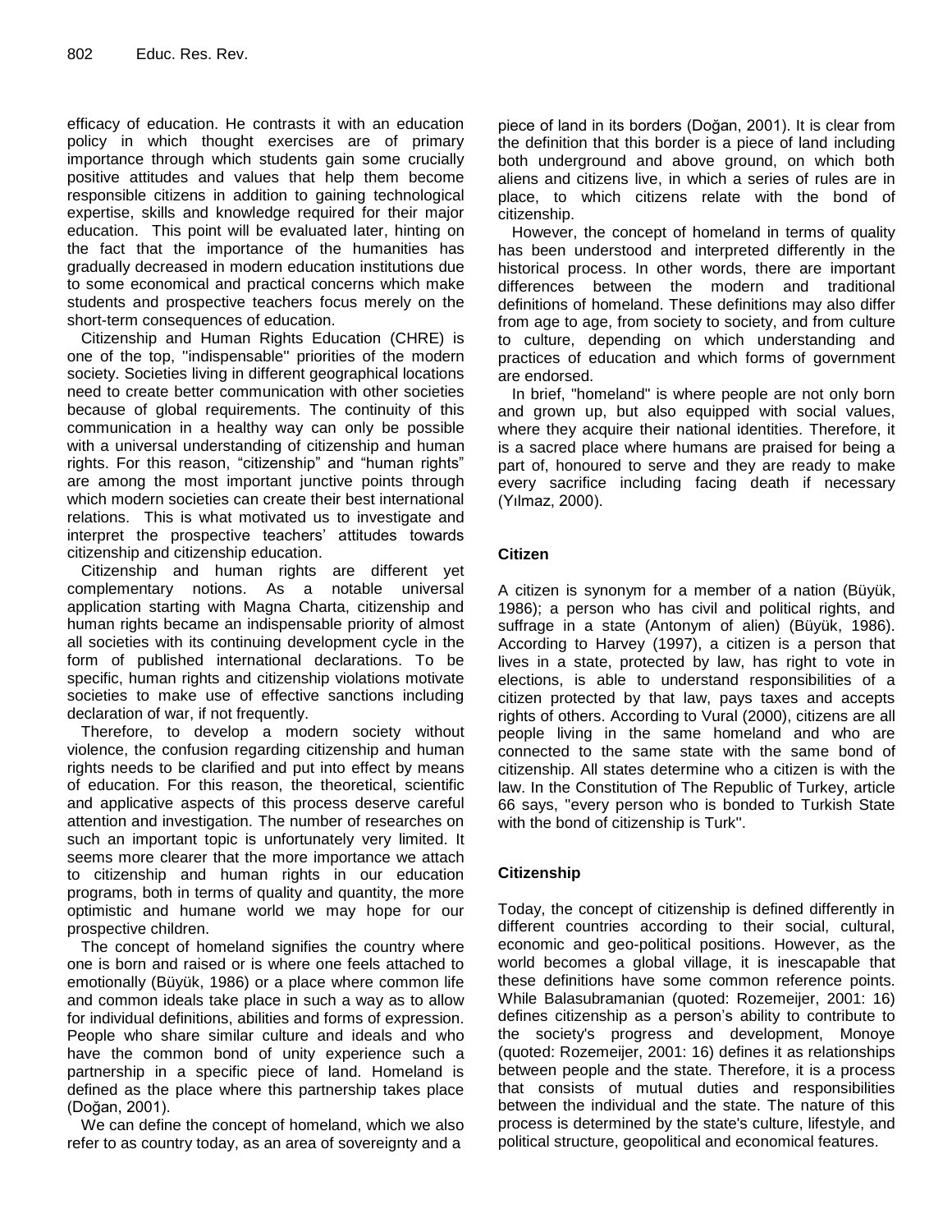efficacy of education. He contrasts it with an education policy in which thought exercises are of primary importance through which students gain some crucially positive attitudes and values that help them become responsible citizens in addition to gaining technological expertise, skills and knowledge required for their major education. This point will be evaluated later, hinting on the fact that the importance of the humanities has gradually decreased in modern education institutions due to some economical and practical concerns which make students and prospective teachers focus merely on the short-term consequences of education.

Citizenship and Human Rights Education (CHRE) is one of the top, "indispensable" priorities of the modern society. Societies living in different geographical locations need to create better communication with other societies because of global requirements. The continuity of this communication in a healthy way can only be possible with a universal understanding of citizenship and human rights. For this reason, "citizenship" and "human rights" are among the most important junctive points through which modern societies can create their best international relations. This is what motivated us to investigate and interpret the prospective teachers' attitudes towards citizenship and citizenship education.

Citizenship and human rights are different yet complementary notions. As a notable universal application starting with Magna Charta, citizenship and human rights became an indispensable priority of almost all societies with its continuing development cycle in the form of published international declarations. To be specific, human rights and citizenship violations motivate societies to make use of effective sanctions including declaration of war, if not frequently.

Therefore, to develop a modern society without violence, the confusion regarding citizenship and human rights needs to be clarified and put into effect by means of education. For this reason, the theoretical, scientific and applicative aspects of this process deserve careful attention and investigation. The number of researches on such an important topic is unfortunately very limited. It seems more clearer that the more importance we attach to citizenship and human rights in our education programs, both in terms of quality and quantity, the more optimistic and humane world we may hope for our prospective children.

The concept of homeland signifies the country where one is born and raised or is where one feels attached to emotionally (Büyük, 1986) or a place where common life and common ideals take place in such a way as to allow for individual definitions, abilities and forms of expression. People who share similar culture and ideals and who have the common bond of unity experience such a partnership in a specific piece of land. Homeland is defined as the place where this partnership takes place (Doğan, 2001).

We can define the concept of homeland, which we also refer to as country today, as an area of sovereignty and a piece of land in its borders (Doğan, 2001). It is clear from the definition that this border is a piece of land including both underground and above ground, on which both aliens and citizens live, in which a series of rules are in place, to which citizens relate with the bond of citizenship.

However, the concept of homeland in terms of quality has been understood and interpreted differently in the historical process. In other words, there are important differences between the modern and traditional definitions of homeland. These definitions may also differ from age to age, from society to society, and from culture to culture, depending on which understanding and practices of education and which forms of government are endorsed.

In brief, "homeland" is where people are not only born and grown up, but also equipped with social values, where they acquire their national identities. Therefore, it is a sacred place where humans are praised for being a part of, honoured to serve and they are ready to make every sacrifice including facing death if necessary (Yılmaz, 2000).

## Citizen

A citizen is synonym for a member of a nation (Büyük, 1986); a person who has civil and political rights, and suffrage in a state (Antonym of alien) (Büyük, 1986). According to Harvey (1997), a citizen is a person that lives in a state, protected by law, has right to vote in elections, is able to understand responsibilities of a citizen protected by that law, pays taxes and accepts rights of others. According to Vural (2000), citizens are all people living in the same homeland and who are connected to the same state with the same bond of citizenship. All states determine who a citizen is with the law. In the Constitution of The Republic of Turkey, article 66 says, "every person who is bonded to Turkish State with the bond of citizenship is Turk".

## Citizenship

Today, the concept of citizenship is defined differently in different countries according to their social, cultural, economic and geo-political positions. However, as the world becomes a global village, it is inescapable that these definitions have some common reference points. While Balasubramanian (quoted: Rozemeijer, 2001: 16) defines citizenship as a person's ability to contribute to the society's progress and development, Monoye (quoted: Rozemeijer, 2001: 16) defines it as relationships between people and the state. Therefore, it is a process that consists of mutual duties and responsibilities between the individual and the state. The nature of this process is determined by the state's culture, lifestyle, and political structure, geopolitical and economical features.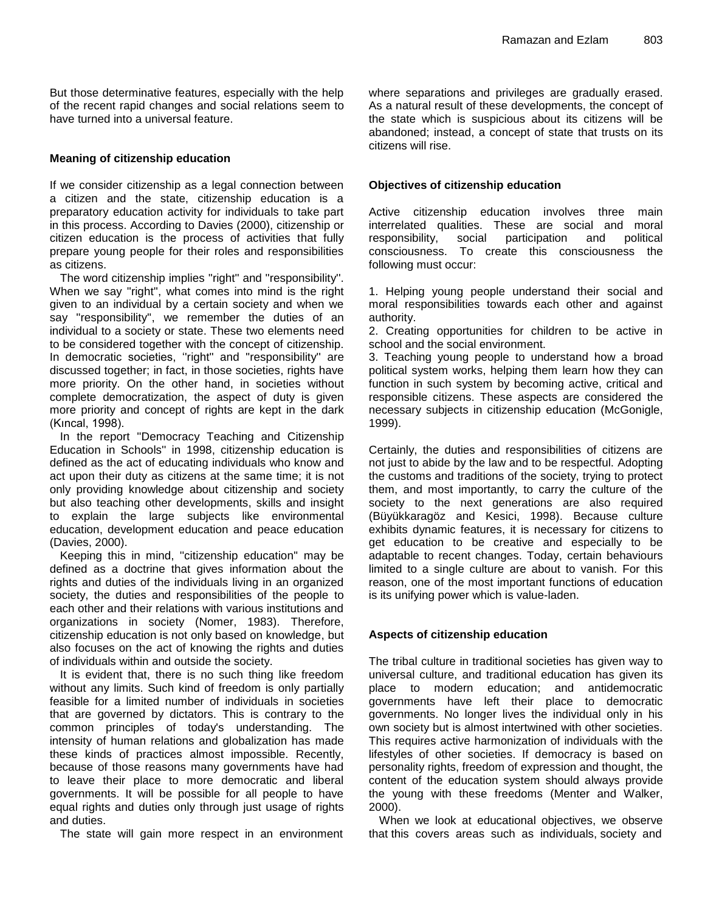But those determinative features, especially with the help of the recent rapid changes and social relations seem to have turned into a universal feature.

## Meaning of citizenship education

If we consider citizenship as a legal connection between a citizen and the state, citizenship education is a preparatory education activity for individuals to take part in this process. According to Davies (2000), citizenship or citizen education is the process of activities that fully prepare young people for their roles and responsibilities as citizens.

The word citizenship implies "right" and "responsibility". When we say "right", what comes into mind is the right given to an individual by a certain society and when we say "responsibility", we remember the duties of an individual to a society or state. These two elements need to be considered together with the concept of citizenship. In democratic societies, "right" and "responsibility" are discussed together; in fact, in those societies, rights have more priority. On the other hand, in societies without complete democratization, the aspect of duty is given more priority and concept of rights are kept in the dark (Kıncal, 1998).

In the report "Democracy Teaching and Citizenship Education in Schools" in 1998, citizenship education is defined as the act of educating individuals who know and act upon their duty as citizens at the same time; it is not only providing knowledge about citizenship and society but also teaching other developments, skills and insight to explain the large subjects like environmental education, development education and peace education (Davies, 2000).

Keeping this in mind, "citizenship education" may be defined as a doctrine that gives information about the rights and duties of the individuals living in an organized society, the duties and responsibilities of the people to each other and their relations with various institutions and organizations in society (Nomer, 1983). Therefore, citizenship education is not only based on knowledge, but also focuses on the act of knowing the rights and duties of individuals within and outside the society.

It is evident that, there is no such thing like freedom without any limits. Such kind of freedom is only partially feasible for a limited number of individuals in societies that are governed by dictators. This is contrary to the common principles of today's understanding. The intensity of human relations and globalization has made these kinds of practices almost impossible. Recently, because of those reasons many governments have had to leave their place to more democratic and liberal governments. It will be possible for all people to have equal rights and duties only through just usage of rights and duties.

The state will gain more respect in an environment where separations and privileges are gradually erased. As a natural result of these developments, the concept of the state which is suspicious about its citizens will be abandoned; instead, a concept of state that trusts on its citizens will rise.

## Objectives of citizenship education

Active citizenship education involves three main interrelated qualities. These are social and moral responsibility, social participation and political consciousness. To create this consciousness the following must occur:

1. Helping young people understand their social and moral responsibilities towards each other and against authority.
2. Creating opportunities for children to be active in school and the social environment.
3. Teaching young people to understand how a broad political system works, helping them learn how they can function in such system by becoming active, critical and responsible citizens. These aspects are considered the necessary subjects in citizenship education (McGonigle, 1999).

Certainly, the duties and responsibilities of citizens are not just to abide by the law and to be respectful. Adopting the customs and traditions of the society, trying to protect them, and most importantly, to carry the culture of the society to the next generations are also required (Büyükkaragöz and Kesici, 1998). Because culture exhibits dynamic features, it is necessary for citizens to get education to be creative and especially to be adaptable to recent changes. Today, certain behaviours limited to a single culture are about to vanish. For this reason, one of the most important functions of education is its unifying power which is value-laden.

## Aspects of citizenship education

The tribal culture in traditional societies has given way to universal culture, and traditional education has given its place to modern education; and antidemocratic governments have left their place to democratic governments. No longer lives the individual only in his own society but is almost intertwined with other societies. This requires active harmonization of individuals with the lifestyles of other societies. If democracy is based on personality rights, freedom of expression and thought, the content of the education system should always provide the young with these freedoms (Menter and Walker, 2000).

When we look at educational objectives, we observe that this covers areas such as individuals, society and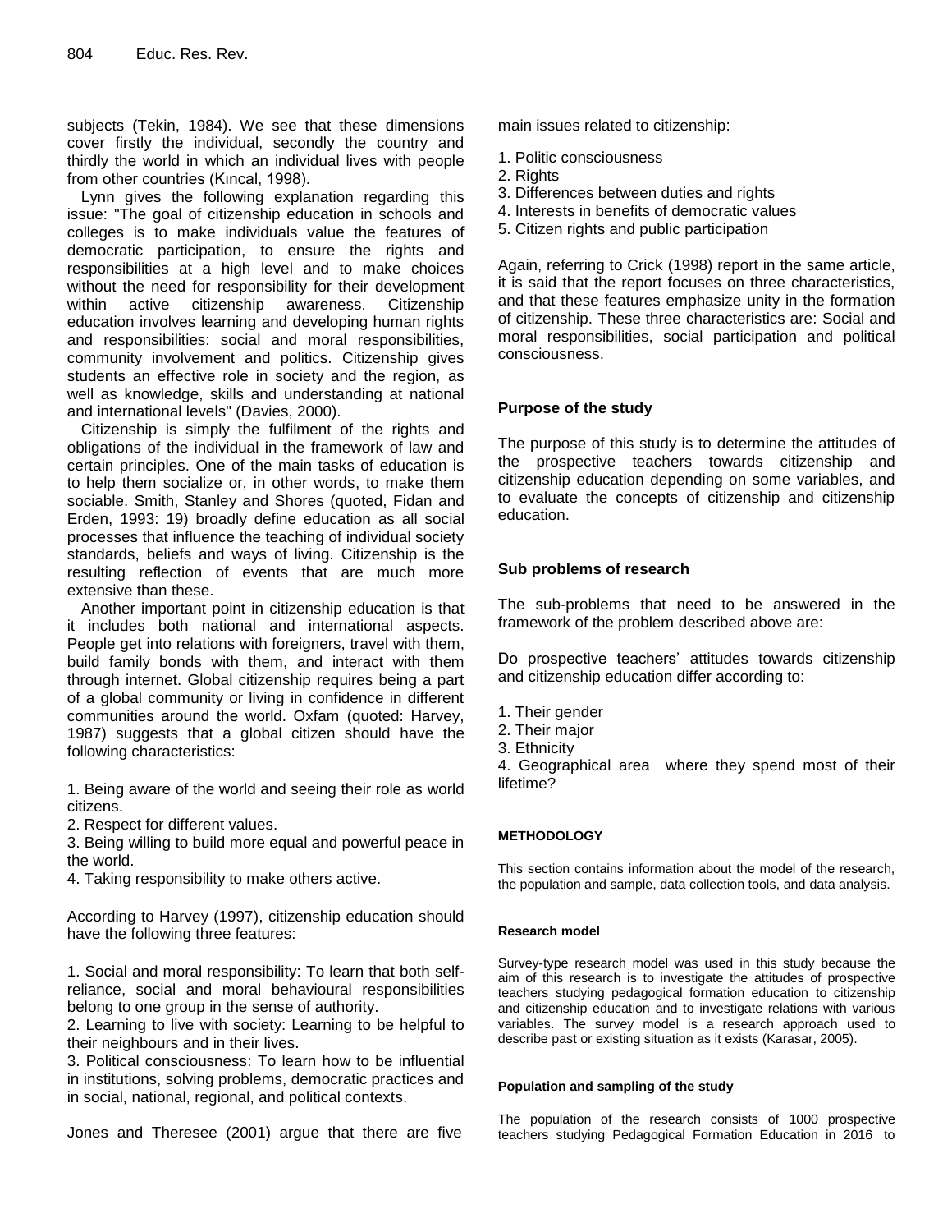subjects (Tekin, 1984). We see that these dimensions cover firstly the individual, secondly the country and thirdly the world in which an individual lives with people from other countries (Kıncal, 1998).

Lynn gives the following explanation regarding this issue: "The goal of citizenship education in schools and colleges is to make individuals value the features of democratic participation, to ensure the rights and responsibilities at a high level and to make choices without the need for responsibility for their development within active citizenship awareness. Citizenship education involves learning and developing human rights and responsibilities: social and moral responsibilities, community involvement and politics. Citizenship gives students an effective role in society and the region, as well as knowledge, skills and understanding at national and international levels" (Davies, 2000).

Citizenship is simply the fulfilment of the rights and obligations of the individual in the framework of law and certain principles. One of the main tasks of education is to help them socialize or, in other words, to make them sociable. Smith, Stanley and Shores (quoted, Fidan and Erden, 1993: 19) broadly define education as all social processes that influence the teaching of individual society standards, beliefs and ways of living. Citizenship is the resulting reflection of events that are much more extensive than these.

Another important point in citizenship education is that it includes both national and international aspects. People get into relations with foreigners, travel with them, build family bonds with them, and interact with them through internet. Global citizenship requires being a part of a global community or living in confidence in different communities around the world. Oxfam (quoted: Harvey, 1987) suggests that a global citizen should have the following characteristics:

1. Being aware of the world and seeing their role as world citizens.
2. Respect for different values.
3. Being willing to build more equal and powerful peace in the world.
4. Taking responsibility to make others active.

According to Harvey (1997), citizenship education should have the following three features:

1. Social and moral responsibility: To learn that both self-reliance, social and moral behavioural responsibilities belong to one group in the sense of authority.
2. Learning to live with society: Learning to be helpful to their neighbours and in their lives.
3. Political consciousness: To learn how to be influential in institutions, solving problems, democratic practices and in social, national, regional, and political contexts.

Jones and Theresee (2001) argue that there are five main issues related to citizenship:

1. Politic consciousness
2. Rights
3. Differences between duties and rights
4. Interests in benefits of democratic values
5. Citizen rights and public participation

Again, referring to Crick (1998) report in the same article, it is said that the report focuses on three characteristics, and that these features emphasize unity in the formation of citizenship. These three characteristics are: Social and moral responsibilities, social participation and political consciousness.

## Purpose of the study

The purpose of this study is to determine the attitudes of the prospective teachers towards citizenship and citizenship education depending on some variables, and to evaluate the concepts of citizenship and citizenship education.

## Sub problems of research

The sub-problems that need to be answered in the framework of the problem described above are:

Do prospective teachers' attitudes towards citizenship and citizenship education differ according to:

1. Their gender
2. Their major
3. Ethnicity
4. Geographical area where they spend most of their lifetime?

## METHODOLOGY

This section contains information about the model of the research, the population and sample, data collection tools, and data analysis.

### Research model

Survey-type research model was used in this study because the aim of this research is to investigate the attitudes of prospective teachers studying pedagogical formation education to citizenship and citizenship education and to investigate relations with various variables. The survey model is a research approach used to describe past or existing situation as it exists (Karasar, 2005).

### Population and sampling of the study

The population of the research consists of 1000 prospective teachers studying Pedagogical Formation Education in 2016 to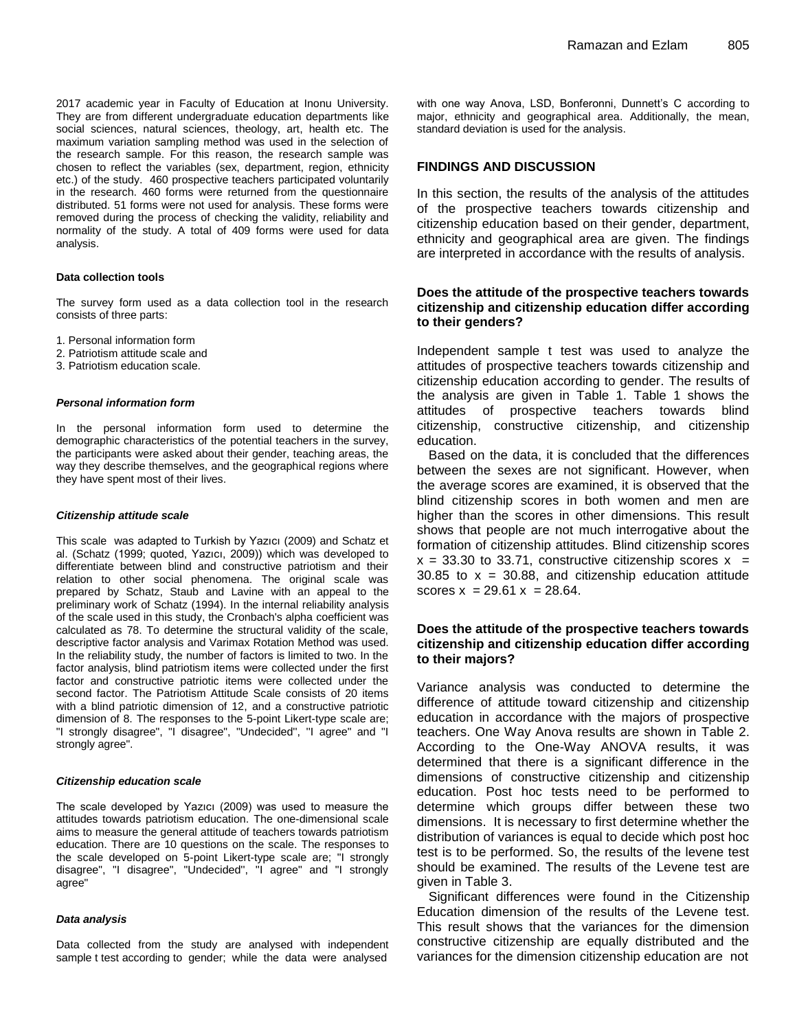2017 academic year in Faculty of Education at Inonu University. They are from different undergraduate education departments like social sciences, natural sciences, theology, art, health etc. The maximum variation sampling method was used in the selection of the research sample. For this reason, the research sample was chosen to reflect the variables (sex, department, region, ethnicity etc.) of the study. 460 prospective teachers participated voluntarily in the research. 460 forms were returned from the questionnaire distributed. 51 forms were not used for analysis. These forms were removed during the process of checking the validity, reliability and normality of the study. A total of 409 forms were used for data analysis.

#### Data collection tools

The survey form used as a data collection tool in the research consists of three parts:

1. Personal information form
2. Patriotism attitude scale and
3. Patriotism education scale.

##### *Personal information form*

In the personal information form used to determine the demographic characteristics of the potential teachers in the survey, the participants were asked about their gender, teaching areas, the way they describe themselves, and the geographical regions where they have spent most of their lives.

##### *Citizenship attitude scale*

This scale was adapted to Turkish by Yazıcı (2009) and Schatz et al. (Schatz (1999; quoted, Yazıcı, 2009)) which was developed to differentiate between blind and constructive patriotism and their relation to other social phenomena. The original scale was prepared by Schatz, Staub and Lavine with an appeal to the preliminary work of Schatz (1994). In the internal reliability analysis of the scale used in this study, the Cronbach's alpha coefficient was calculated as 78. To determine the structural validity of the scale, descriptive factor analysis and Varimax Rotation Method was used. In the reliability study, the number of factors is limited to two. In the factor analysis, blind patriotism items were collected under the first factor and constructive patriotic items were collected under the second factor. The Patriotism Attitude Scale consists of 20 items with a blind patriotic dimension of 12, and a constructive patriotic dimension of 8. The responses to the 5-point Likert-type scale are; "I strongly disagree", "I disagree", "Undecided", "I agree" and "I strongly agree".

##### *Citizenship education scale*

The scale developed by Yazıcı (2009) was used to measure the attitudes towards patriotism education. The one-dimensional scale aims to measure the general attitude of teachers towards patriotism education. There are 10 questions on the scale. The responses to the scale developed on 5-point Likert-type scale are; "I strongly disagree", "I disagree", "Undecided", "I agree" and "I strongly agree"

##### *Data analysis*

Data collected from the study are analysed with independent sample t test according to gender; while the data were analysed with one way Anova, LSD, Bonferonni, Dunnett's C according to major, ethnicity and geographical area. Additionally, the mean, standard deviation is used for the analysis.

## FINDINGS AND DISCUSSION

In this section, the results of the analysis of the attitudes of the prospective teachers towards citizenship and citizenship education based on their gender, department, ethnicity and geographical area are given. The findings are interpreted in accordance with the results of analysis.

### Does the attitude of the prospective teachers towards citizenship and citizenship education differ according to their genders?

Independent sample t test was used to analyze the attitudes of prospective teachers towards citizenship and citizenship education according to gender. The results of the analysis are given in Table 1. Table 1 shows the attitudes of prospective teachers towards blind citizenship, constructive citizenship, and citizenship education.

Based on the data, it is concluded that the differences between the sexes are not significant. However, when the average scores are examined, it is observed that the blind citizenship scores in both women and men are higher than the scores in other dimensions. This result shows that people are not much interrogative about the formation of citizenship attitudes. Blind citizenship scores $x = 33.30$ to $33.71$, constructive citizenship scores $x = 30.85$ to $x = 30.88$, and citizenship education attitude scores $x = 29.61$ $x = 28.64$.

### Does the attitude of the prospective teachers towards citizenship and citizenship education differ according to their majors?

Variance analysis was conducted to determine the difference of attitude toward citizenship and citizenship education in accordance with the majors of prospective teachers. One Way Anova results are shown in Table 2. According to the One-Way ANOVA results, it was determined that there is a significant difference in the dimensions of constructive citizenship and citizenship education. Post hoc tests need to be performed to determine which groups differ between these two dimensions. It is necessary to first determine whether the distribution of variances is equal to decide which post hoc test is to be performed. So, the results of the levene test should be examined. The results of the Levene test are given in Table 3.

Significant differences were found in the Citizenship Education dimension of the results of the Levene test. This result shows that the variances for the dimension constructive citizenship are equally distributed and the variances for the dimension citizenship education are not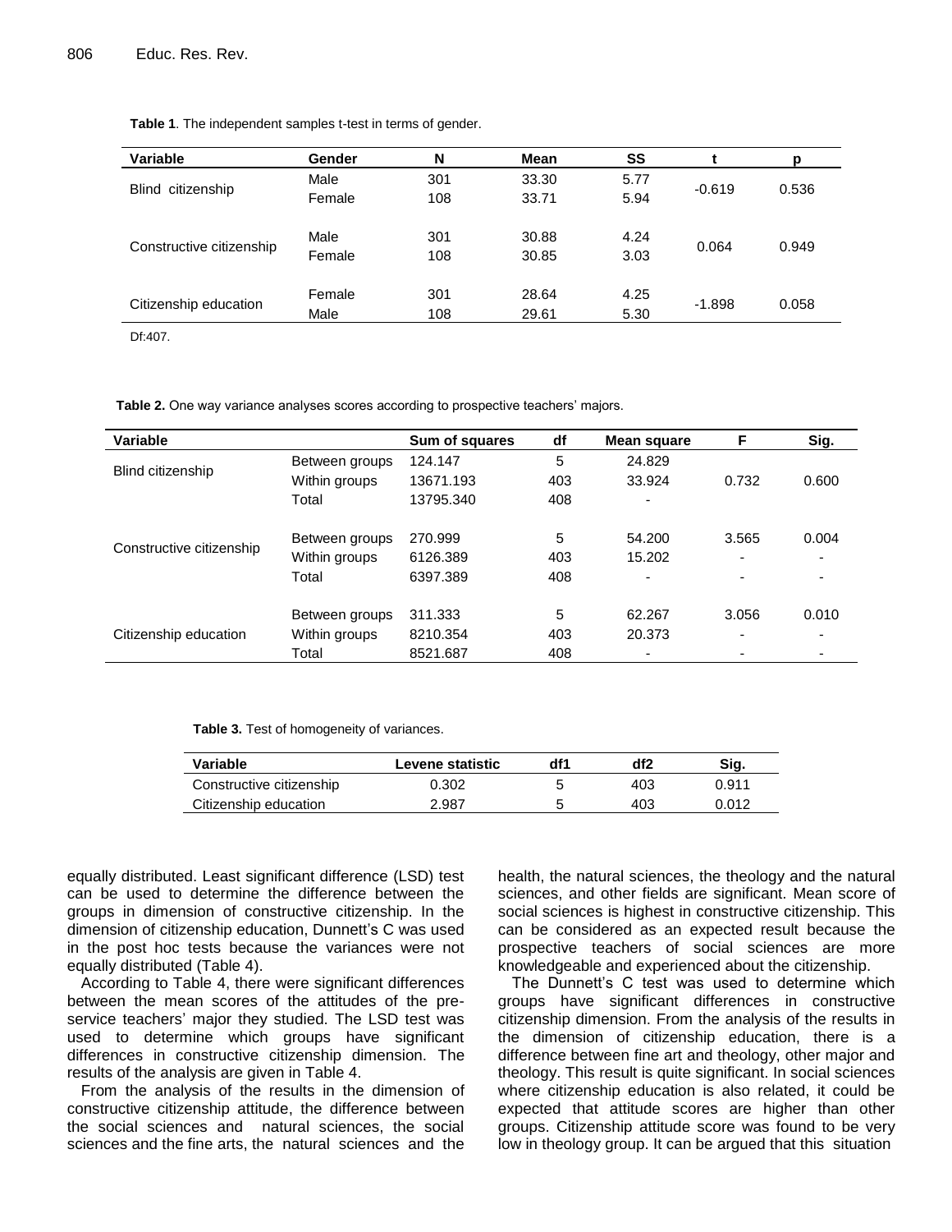**Table 1**. The independent samples t-test in terms of gender.

| Variable | Gender | N | Mean | SS | t | p |
|---|---|---|---|---|---|---|
| Blind citizenship | Male | 301 | 33.30 | 5.77 | -0.619 | 0.536 |
| | Female | 108 | 33.71 | 5.94 | | |
| Constructive citizenship | Male | 301 | 30.88 | 4.24 | 0.064 | 0.949 |
| | Female | 108 | 30.85 | 3.03 | | |
| Citizenship education | Female | 301 | 28.64 | 4.25 | -1.898 | 0.058 |
| | Male | 108 | 29.61 | 5.30 | | |

Df:407.

**Table 2.** One way variance analyses scores according to prospective teachers' majors.

| Variable | | Sum of squares | df | Mean square | F | Sig. |
|---|---|---|---|---|---|---|
| Blind citizenship | Between groups | 124.147 | 5 | 24.829 | 0.732 | 0.600 |
| | Within groups | 13671.193 | 403 | 33.924 | | |
| | Total | 13795.340 | 408 | - | | |
| Constructive citizenship | Between groups | 270.999 | 5 | 54.200 | 3.565 | 0.004 |
| | Within groups | 6126.389 | 403 | 15.202 | - | - |
| | Total | 6397.389 | 408 | - | - | - |
| Citizenship education | Between groups | 311.333 | 5 | 62.267 | 3.056 | 0.010 |
| | Within groups | 8210.354 | 403 | 20.373 | - | - |
| | Total | 8521.687 | 408 | - | - | - |

**Table 3.** Test of homogeneity of variances.

| Variable | Levene statistic | df1 | df2 | Sig. |
|---|---|---|---|---|
| Constructive citizenship | 0.302 | 5 | 403 | 0.911 |
| Citizenship education | 2.987 | 5 | 403 | 0.012 |

equally distributed. Least significant difference (LSD) test can be used to determine the difference between the groups in dimension of constructive citizenship. In the dimension of citizenship education, Dunnett's C was used in the post hoc tests because the variances were not equally distributed (Table 4).

According to Table 4, there were significant differences between the mean scores of the attitudes of the pre-service teachers' major they studied. The LSD test was used to determine which groups have significant differences in constructive citizenship dimension. The results of the analysis are given in Table 4.

From the analysis of the results in the dimension of constructive citizenship attitude, the difference between the social sciences and natural sciences, the social sciences and the fine arts, the natural sciences and the health, the natural sciences, the theology and the natural sciences, and other fields are significant. Mean score of social sciences is highest in constructive citizenship. This can be considered as an expected result because the prospective teachers of social sciences are more knowledgeable and experienced about the citizenship.

The Dunnett's C test was used to determine which groups have significant differences in constructive citizenship dimension. From the analysis of the results in the dimension of citizenship education, there is a difference between fine art and theology, other major and theology. This result is quite significant. In social sciences where citizenship education is also related, it could be expected that attitude scores are higher than other groups. Citizenship attitude score was found to be very low in theology group. It can be argued that this situation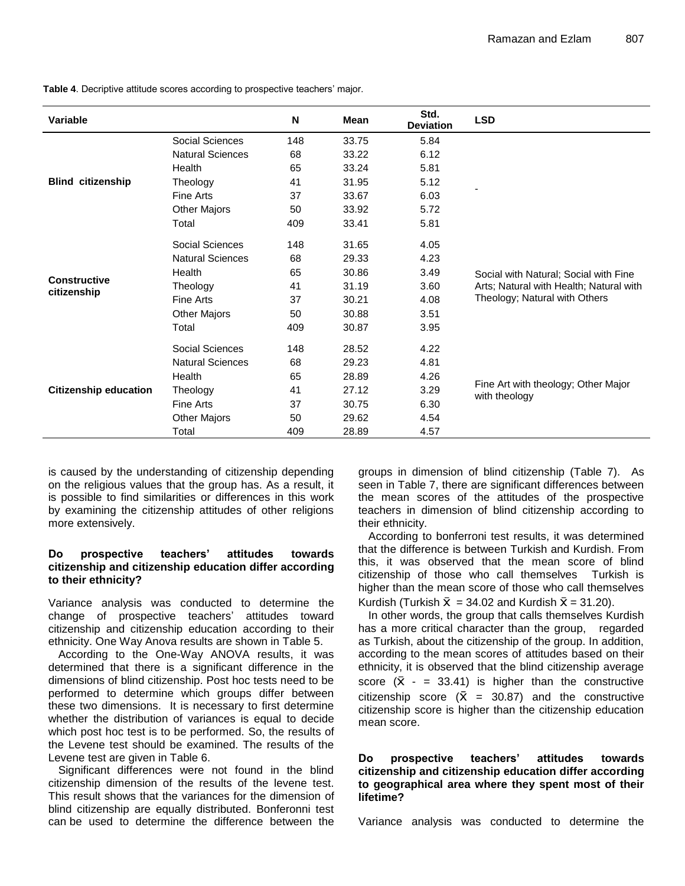**Table 4**. Decriptive attitude scores according to prospective teachers' major.

| Variable | | N | Mean | Std. Deviation | LSD |
|---|---|---|---|---|---|
| **Blind citizenship** | Social Sciences | 148 | 33.75 | 5.84 | - |
| | Natural Sciences | 68 | 33.22 | 6.12 | |
| | Health | 65 | 33.24 | 5.81 | |
| | Theology | 41 | 31.95 | 5.12 | |
| | Fine Arts | 37 | 33.67 | 6.03 | |
| | Other Majors | 50 | 33.92 | 5.72 | |
| | Total | 409 | 33.41 | 5.81 | |
| **Constructive citizenship** | Social Sciences | 148 | 31.65 | 4.05 | Social with Natural; Social with Fine Arts; Natural with Health; Natural with Theology; Natural with Others |
| | Natural Sciences | 68 | 29.33 | 4.23 | |
| | Health | 65 | 30.86 | 3.49 | |
| | Theology | 41 | 31.19 | 3.60 | |
| | Fine Arts | 37 | 30.21 | 4.08 | |
| | Other Majors | 50 | 30.88 | 3.51 | |
| | Total | 409 | 30.87 | 3.95 | |
| **Citizenship education** | Social Sciences | 148 | 28.52 | 4.22 | Fine Art with theology; Other Major with theology |
| | Natural Sciences | 68 | 29.23 | 4.81 | |
| | Health | 65 | 28.89 | 4.26 | |
| | Theology | 41 | 27.12 | 3.29 | |
| | Fine Arts | 37 | 30.75 | 6.30 | |
| | Other Majors | 50 | 29.62 | 4.54 | |
| | Total | 409 | 28.89 | 4.57 | |

is caused by the understanding of citizenship depending on the religious values that the group has. As a result, it is possible to find similarities or differences in this work by examining the citizenship attitudes of other religions more extensively.

**Do prospective teachers' attitudes towards citizenship and citizenship education differ according to their ethnicity?**

Variance analysis was conducted to determine the change of prospective teachers' attitudes toward citizenship and citizenship education according to their ethnicity. One Way Anova results are shown in Table 5.

According to the One-Way ANOVA results, it was determined that there is a significant difference in the dimensions of blind citizenship. Post hoc tests need to be performed to determine which groups differ between these two dimensions. It is necessary to first determine whether the distribution of variances is equal to decide which post hoc test is to be performed. So, the results of the Levene test should be examined. The results of the Levene test are given in Table 6.

Significant differences were not found in the blind citizenship dimension of the results of the levene test. This result shows that the variances for the dimension of blind citizenship are equally distributed. Bonferonni test can be used to determine the difference between the groups in dimension of blind citizenship (Table 7). As seen in Table 7, there are significant differences between the mean scores of the attitudes of the prospective teachers in dimension of blind citizenship according to their ethnicity.

According to bonferroni test results, it was determined that the difference is between Turkish and Kurdish. From this, it was observed that the mean score of blind citizenship of those who call themselves Turkish is higher than the mean score of those who call themselves Kurdish (Turkish $\bar{X} = 34.02$ and Kurdish $\bar{X} = 31.20$).

In other words, the group that calls themselves Kurdish has a more critical character than the group, regarded as Turkish, about the citizenship of the group. In addition, according to the mean scores of attitudes based on their ethnicity, it is observed that the blind citizenship average score ($\bar{X}$ - = 33.41) is higher than the constructive citizenship score ($\bar{X} = 30.87$) and the constructive citizenship score is higher than the citizenship education mean score.

**Do prospective teachers' attitudes towards citizenship and citizenship education differ according to geographical area where they spent most of their lifetime?**

Variance analysis was conducted to determine the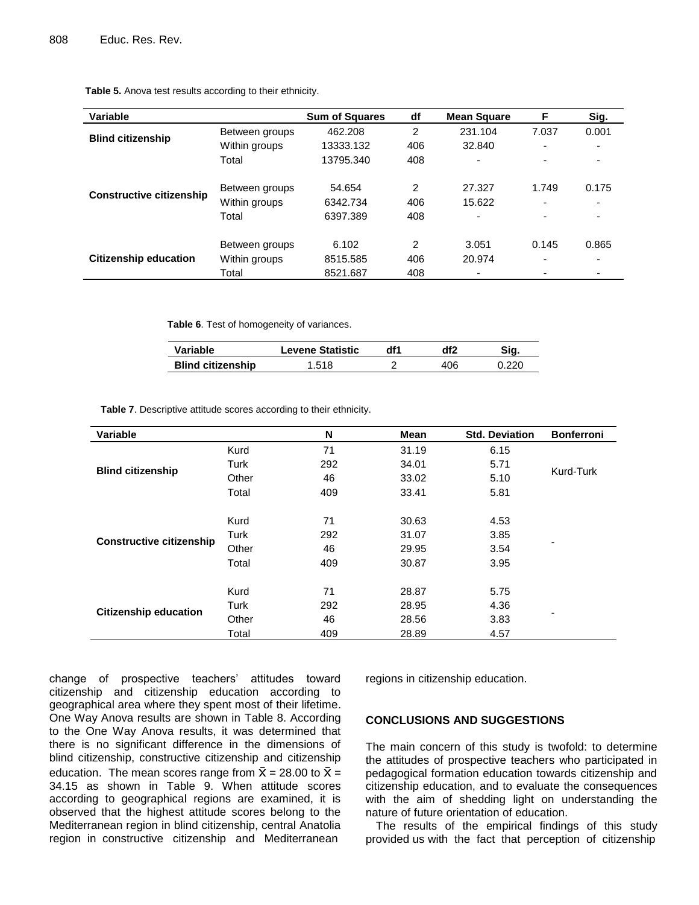**Table 5.** Anova test results according to their ethnicity.

| Variable | | Sum of Squares | df | Mean Square | F | Sig. |
|---|---|---|---|---|---|---|
| **Blind citizenship** | Between groups | 462.208 | 2 | 231.104 | 7.037 | 0.001 |
| | Within groups | 13333.132 | 406 | 32.840 | - | - |
| | Total | 13795.340 | 408 | - | - | - |
| **Constructive citizenship** | Between groups | 54.654 | 2 | 27.327 | 1.749 | 0.175 |
| | Within groups | 6342.734 | 406 | 15.622 | - | - |
| | Total | 6397.389 | 408 | - | - | - |
| **Citizenship education** | Between groups | 6.102 | 2 | 3.051 | 0.145 | 0.865 |
| | Within groups | 8515.585 | 406 | 20.974 | - | - |
| | Total | 8521.687 | 408 | - | - | - |

**Table 6**. Test of homogeneity of variances.

| Variable | Levene Statistic | df1 | df2 | Sig. |
|---|---|---|---|---|
| **Blind citizenship** | 1.518 | 2 | 406 | 0.220 |

**Table 7**. Descriptive attitude scores according to their ethnicity.

| Variable | | N | Mean | Std. Deviation | Bonferroni |
|---|---|---|---|---|---|
| **Blind citizenship** | Kurd | 71 | 31.19 | 6.15 | Kurd-Turk |
| | Turk | 292 | 34.01 | 5.71 | |
| | Other | 46 | 33.02 | 5.10 | |
| | Total | 409 | 33.41 | 5.81 | |
| **Constructive citizenship** | Kurd | 71 | 30.63 | 4.53 | - |
| | Turk | 292 | 31.07 | 3.85 | |
| | Other | 46 | 29.95 | 3.54 | |
| | Total | 409 | 30.87 | 3.95 | |
| **Citizenship education** | Kurd | 71 | 28.87 | 5.75 | - |
| | Turk | 292 | 28.95 | 4.36 | |
| | Other | 46 | 28.56 | 3.83 | |
| | Total | 409 | 28.89 | 4.57 | |

change of prospective teachers' attitudes toward citizenship and citizenship education according to geographical area where they spent most of their lifetime. One Way Anova results are shown in Table 8. According to the One Way Anova results, it was determined that there is no significant difference in the dimensions of blind citizenship, constructive citizenship and citizenship education. The mean scores range from $\bar{X} = 28.00$ to $\bar{X} = 34.15$ as shown in Table 9. When attitude scores according to geographical regions are examined, it is observed that the highest attitude scores belong to the Mediterranean region in blind citizenship, central Anatolia region in constructive citizenship and Mediterranean regions in citizenship education.

## CONCLUSIONS AND SUGGESTIONS

The main concern of this study is twofold: to determine the attitudes of prospective teachers who participated in pedagogical formation education towards citizenship and citizenship education, and to evaluate the consequences with the aim of shedding light on understanding the nature of future orientation of education.

The results of the empirical findings of this study provided us with the fact that perception of citizenship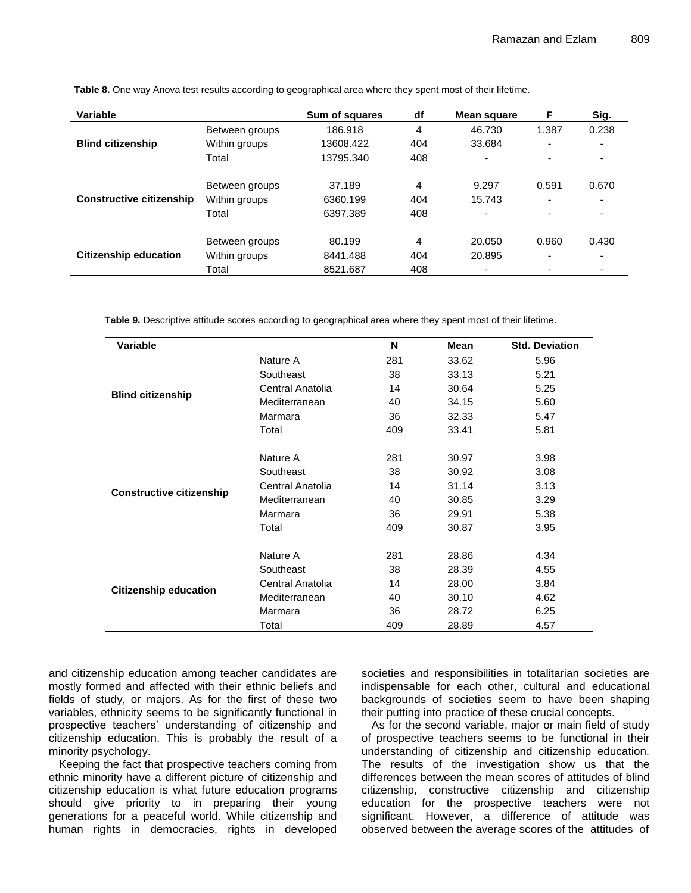**Table 8.** One way Anova test results according to geographical area where they spent most of their lifetime.

| Variable | | Sum of squares | df | Mean square | F | Sig. |
|---|---|---|---|---|---|---|
| Blind citizenship | Between groups | 186.918 | 4 | 46.730 | 1.387 | 0.238 |
| | Within groups | 13608.422 | 404 | 33.684 | - | - |
| | Total | 13795.340 | 408 | - | - | - |
| Constructive citizenship | Between groups | 37.189 | 4 | 9.297 | 0.591 | 0.670 |
| | Within groups | 6360.199 | 404 | 15.743 | - | - |
| | Total | 6397.389 | 408 | - | - | - |
| Citizenship education | Between groups | 80.199 | 4 | 20.050 | 0.960 | 0.430 |
| | Within groups | 8441.488 | 404 | 20.895 | - | - |
| | Total | 8521.687 | 408 | - | - | - |

**Table 9.** Descriptive attitude scores according to geographical area where they spent most of their lifetime.

| Variable | | N | Mean | Std. Deviation |
|---|---|---|---|---|
| Blind citizenship | Nature A | 281 | 33.62 | 5.96 |
| | Southeast | 38 | 33.13 | 5.21 |
| | Central Anatolia | 14 | 30.64 | 5.25 |
| | Mediterranean | 40 | 34.15 | 5.60 |
| | Marmara | 36 | 32.33 | 5.47 |
| | Total | 409 | 33.41 | 5.81 |
| Constructive citizenship | Nature A | 281 | 30.97 | 3.98 |
| | Southeast | 38 | 30.92 | 3.08 |
| | Central Anatolia | 14 | 31.14 | 3.13 |
| | Mediterranean | 40 | 30.85 | 3.29 |
| | Marmara | 36 | 29.91 | 5.38 |
| | Total | 409 | 30.87 | 3.95 |
| Citizenship education | Nature A | 281 | 28.86 | 4.34 |
| | Southeast | 38 | 28.39 | 4.55 |
| | Central Anatolia | 14 | 28.00 | 3.84 |
| | Mediterranean | 40 | 30.10 | 4.62 |
| | Marmara | 36 | 28.72 | 6.25 |
| | Total | 409 | 28.89 | 4.57 |

and citizenship education among teacher candidates are mostly formed and affected with their ethnic beliefs and fields of study, or majors. As for the first of these two variables, ethnicity seems to be significantly functional in prospective teachers' understanding of citizenship and citizenship education. This is probably the result of a minority psychology.

Keeping the fact that prospective teachers coming from ethnic minority have a different picture of citizenship and citizenship education is what future education programs should give priority to in preparing their young generations for a peaceful world. While citizenship and human rights in democracies, rights in developed societies and responsibilities in totalitarian societies are indispensable for each other, cultural and educational backgrounds of societies seem to have been shaping their putting into practice of these crucial concepts.

As for the second variable, major or main field of study of prospective teachers seems to be functional in their understanding of citizenship and citizenship education. The results of the investigation show us that the differences between the mean scores of attitudes of blind citizenship, constructive citizenship and citizenship education for the prospective teachers were not significant. However, a difference of attitude was observed between the average scores of the attitudes of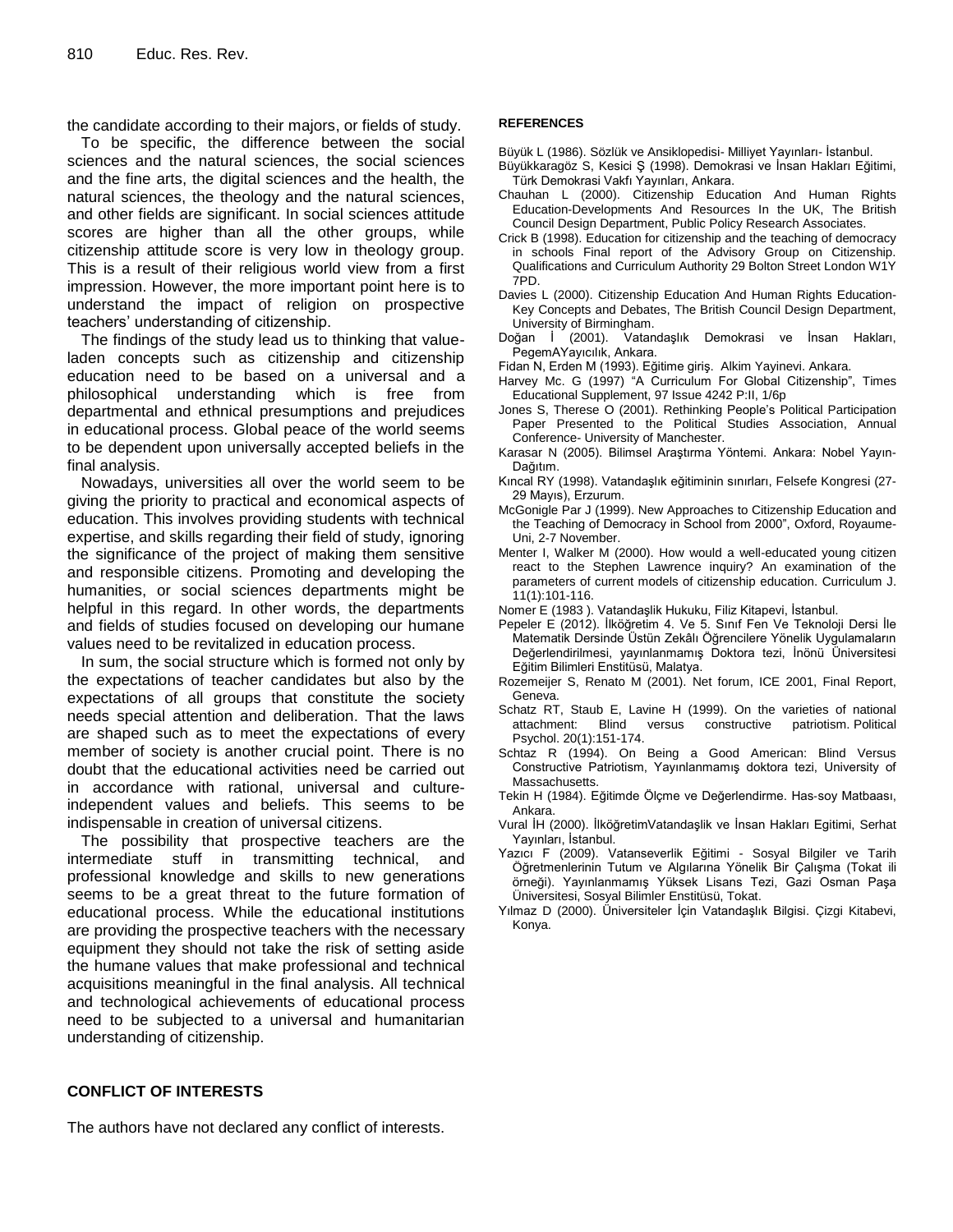the candidate according to their majors, or fields of study.

To be specific, the difference between the social sciences and the natural sciences, the social sciences and the fine arts, the digital sciences and the health, the natural sciences, the theology and the natural sciences, and other fields are significant. In social sciences attitude scores are higher than all the other groups, while citizenship attitude score is very low in theology group. This is a result of their religious world view from a first impression. However, the more important point here is to understand the impact of religion on prospective teachers' understanding of citizenship.

The findings of the study lead us to thinking that value-laden concepts such as citizenship and citizenship education need to be based on a universal and a philosophical understanding which is free from departmental and ethnical presumptions and prejudices in educational process. Global peace of the world seems to be dependent upon universally accepted beliefs in the final analysis.

Nowadays, universities all over the world seem to be giving the priority to practical and economical aspects of education. This involves providing students with technical expertise, and skills regarding their field of study, ignoring the significance of the project of making them sensitive and responsible citizens. Promoting and developing the humanities, or social sciences departments might be helpful in this regard. In other words, the departments and fields of studies focused on developing our humane values need to be revitalized in education process.

In sum, the social structure which is formed not only by the expectations of teacher candidates but also by the expectations of all groups that constitute the society needs special attention and deliberation. That the laws are shaped such as to meet the expectations of every member of society is another crucial point. There is no doubt that the educational activities need be carried out in accordance with rational, universal and culture-independent values and beliefs. This seems to be indispensable in creation of universal citizens.

The possibility that prospective teachers are the intermediate stuff in transmitting technical, and professional knowledge and skills to new generations seems to be a great threat to the future formation of educational process. While the educational institutions are providing the prospective teachers with the necessary equipment they should not take the risk of setting aside the humane values that make professional and technical acquisitions meaningful in the final analysis. All technical and technological achievements of educational process need to be subjected to a universal and humanitarian understanding of citizenship.

## CONFLICT OF INTERESTS

The authors have not declared any conflict of interests.

## REFERENCES

Büyük L (1986). Sözlük ve Ansiklopedisi- Milliyet Yayınları- İstanbul.

Büyükkaragöz S, Kesici Ş (1998). Demokrasi ve İnsan Hakları Eğitimi, Türk Demokrasi Vakfı Yayınları, Ankara.

Chauhan L (2000). Citizenship Education And Human Rights Education-Developments And Resources In the UK, The British Council Design Department, Public Policy Research Associates.

Crick B (1998). Education for citizenship and the teaching of democracy in schools Final report of the Advisory Group on Citizenship. Qualifications and Curriculum Authority 29 Bolton Street London W1Y 7PD.

Davies L (2000). Citizenship Education And Human Rights Education-Key Concepts and Debates, The British Council Design Department, University of Birmingham.

Doğan İ (2001). Vatandaşlık Demokrasi ve İnsan Hakları, PegemAYayıcılık, Ankara.

Fidan N, Erden M (1993). Eğitime giriş. Alkim Yayinevi. Ankara.

Harvey Mc. G (1997) "A Curriculum For Global Citizenship", Times Educational Supplement, 97 Issue 4242 P:II, 1/6p

Jones S, Therese O (2001). Rethinking People's Political Participation Paper Presented to the Political Studies Association, Annual Conference- University of Manchester.

Karasar N (2005). Bilimsel Araştırma Yöntemi. Ankara: Nobel Yayın-Dağıtım.

Kıncal RY (1998). Vatandaşlık eğitiminin sınırları, Felsefe Kongresi (27-29 Mayıs), Erzurum.

McGonigle Par J (1999). New Approaches to Citizenship Education and the Teaching of Democracy in School from 2000", Oxford, Royaume-Uni, 2-7 November.

Menter I, Walker M (2000). How would a well-educated young citizen react to the Stephen Lawrence inquiry? An examination of the parameters of current models of citizenship education. Curriculum J. 11(1):101-116.

Nomer E (1983 ). Vatandaşlik Hukuku, Filiz Kitapevi, İstanbul.

Pepeler E (2012). İlköğretim 4. Ve 5. Sınıf Fen Ve Teknoloji Dersi İle Matematik Dersinde Üstün Zekâlı Öğrencilere Yönelik Uygulamaların Değerlendirilmesi, yayınlanmamış Doktora tezi, İnönü Üniversitesi Eğitim Bilimleri Enstitüsü, Malatya.

Rozemeijer S, Renato M (2001). Net forum, ICE 2001, Final Report, Geneva.

Schatz RT, Staub E, Lavine H (1999). On the varieties of national attachment: Blind versus constructive patriotism. Political Psychol. 20(1):151-174.

Schtaz R (1994). On Being a Good American: Blind Versus Constructive Patriotism, Yayınlanmamış doktora tezi, University of Massachusetts.

Tekin H (1984). Eğitimde Ölçme ve Değerlendirme. Has-soy Matbaası, Ankara.

Vural İH (2000). İlköğretimVatandaşlik ve İnsan Hakları Egitimi, Serhat Yayınları, İstanbul.

Yazıcı F (2009). Vatanseverlik Eğitimi - Sosyal Bilgiler ve Tarih Öğretmenlerinin Tutum ve Algılarına Yönelik Bir Çalışma (Tokat ili örneği). Yayınlanmamış Yüksek Lisans Tezi, Gazi Osman Paşa Üniversitesi, Sosyal Bilimler Enstitüsü, Tokat.

Yılmaz D (2000). Üniversiteler İçin Vatandaşlık Bilgisi. Çizgi Kitabevi, Konya.